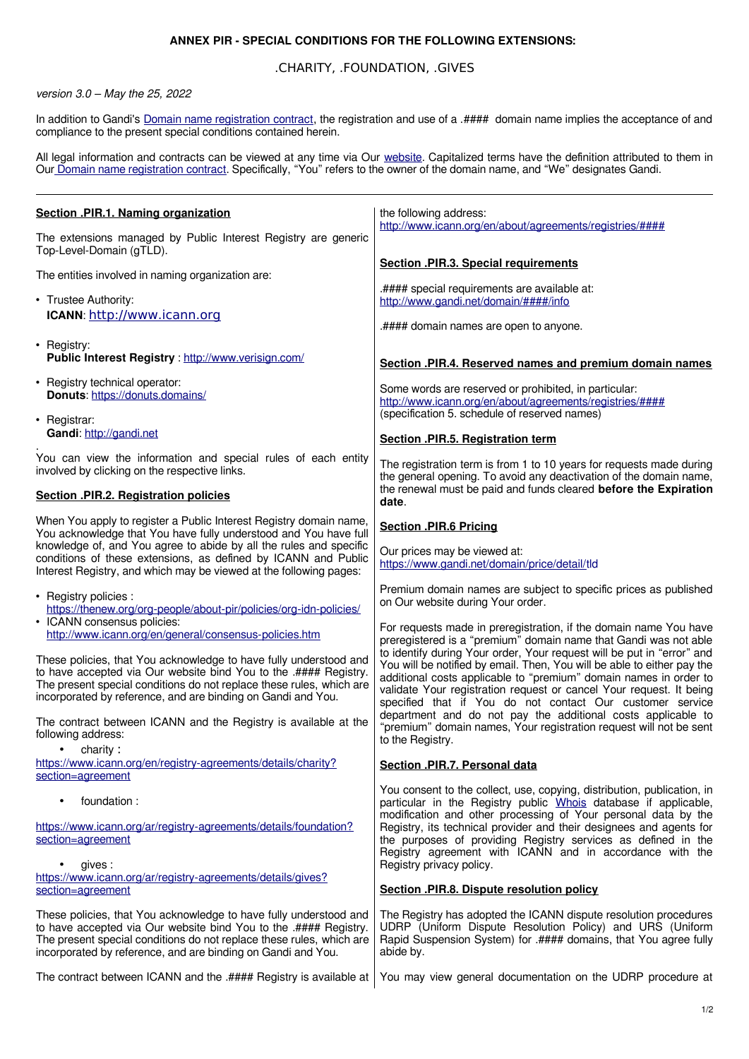**ANNEX PIR - SPECIAL CONDITIONS FOR THE FOLLOWING EXTENSIONS:**

.CHARITY, .FOUNDATION, .GIVES

*version 3.0 – May the 25, 2022*

In addition to Gandi's Domain name registration contract, the registration and use of a .#### domain name implies the acceptance of and compliance to the present special conditions contained herein.

All legal information and contracts can be viewed at any time via Our website. Capitalized terms have the definition attributed to them in Our Domain name registration contract. Specifically, "You" refers to the owner of the domain name, and "We" designates Gandi.

---

## Section .PIR.1. Naming organization

The extensions managed by Public Interest Registry are generic Top-Level-Domain (gTLD).

The entities involved in naming organization are:

- Trustee Authority:
  **ICANN**: http://www.icann.org
- Registry:
  **Public Interest Registry** : http://www.verisign.com/
- Registry technical operator:
  **Donuts**: https://donuts.domains/
- Registrar:
  **Gandi**: http://gandi.net

.
You can view the information and special rules of each entity involved by clicking on the respective links.

## Section .PIR.2. Registration policies

When You apply to register a Public Interest Registry domain name, You acknowledge that You have fully understood and You have full knowledge of, and You agree to abide by all the rules and specific conditions of these extensions, as defined by ICANN and Public Interest Registry, and which may be viewed at the following pages:

- Registry policies : https://thenew.org/org-people/about-pir/policies/org-idn-policies/
- ICANN consensus policies: http://www.icann.org/en/general/consensus-policies.htm

These policies, that You acknowledge to have fully understood and to have accepted via Our website bind You to the .#### Registry. The present special conditions do not replace these rules, which are incorporated by reference, and are binding on Gandi and You.

The contract between ICANN and the Registry is available at the following address:

- charity : https://www.icann.org/en/registry-agreements/details/charity?section=agreement
- foundation : https://www.icann.org/ar/registry-agreements/details/foundation?section=agreement
- gives : https://www.icann.org/ar/registry-agreements/details/gives?section=agreement

These policies, that You acknowledge to have fully understood and to have accepted via Our website bind You to the .#### Registry. The present special conditions do not replace these rules, which are incorporated by reference, and are binding on Gandi and You.

The contract between ICANN and the .#### Registry is available at the following address:
http://www.icann.org/en/about/agreements/registries/####

## Section .PIR.3. Special requirements

.#### special requirements are available at:
http://www.gandi.net/domain/####/info

.#### domain names are open to anyone.

## Section .PIR.4. Reserved names and premium domain names

Some words are reserved or prohibited, in particular:
http://www.icann.org/en/about/agreements/registries/####
(specification 5. schedule of reserved names)

## Section .PIR.5. Registration term

The registration term is from 1 to 10 years for requests made during the general opening. To avoid any deactivation of the domain name, the renewal must be paid and funds cleared **before the Expiration date**.

## Section .PIR.6 Pricing

Our prices may be viewed at:
https://www.gandi.net/domain/price/detail/tld

Premium domain names are subject to specific prices as published on Our website during Your order.

For requests made in preregistration, if the domain name You have preregistered is a "premium" domain name that Gandi was not able to identify during Your order, Your request will be put in "error" and You will be notified by email. Then, You will be able to either pay the additional costs applicable to "premium" domain names in order to validate Your registration request or cancel Your request. It being specified that if You do not contact Our customer service department and do not pay the additional costs applicable to "premium" domain names, Your registration request will not be sent to the Registry.

## Section .PIR.7. Personal data

You consent to the collect, use, copying, distribution, publication, in particular in the Registry public Whois database if applicable, modification and other processing of Your personal data by the Registry, its technical provider and their designees and agents for the purposes of providing Registry services as defined in the Registry agreement with ICANN and in accordance with the Registry privacy policy.

## Section .PIR.8. Dispute resolution policy

The Registry has adopted the ICANN dispute resolution procedures UDRP (Uniform Dispute Resolution Policy) and URS (Uniform Rapid Suspension System) for .#### domains, that You agree fully abide by.

You may view general documentation on the UDRP procedure at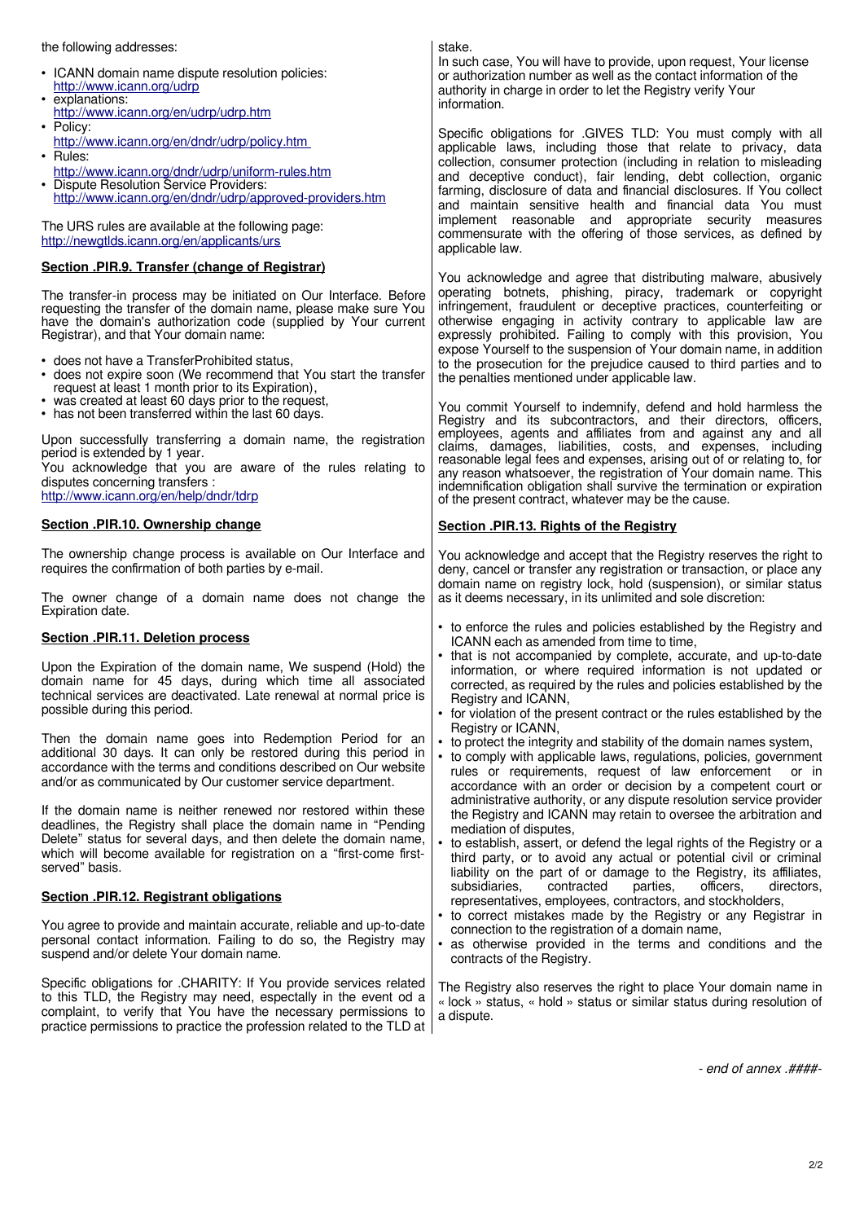the following addresses:

- ICANN domain name dispute resolution policies: http://www.icann.org/udrp
- explanations: http://www.icann.org/en/udrp/udrp.htm
- Policy: http://www.icann.org/en/dndr/udrp/policy.htm
- Rules: http://www.icann.org/dndr/udrp/uniform-rules.htm
- Dispute Resolution Service Providers: http://www.icann.org/en/dndr/udrp/approved-providers.htm

The URS rules are available at the following page: http://newgtlds.icann.org/en/applicants/urs

## Section .PIR.9. Transfer (change of Registrar)

The transfer-in process may be initiated on Our Interface. Before requesting the transfer of the domain name, please make sure You have the domain's authorization code (supplied by Your current Registrar), and that Your domain name:

- does not have a TransferProhibited status,
- does not expire soon (We recommend that You start the transfer request at least 1 month prior to its Expiration),
- was created at least 60 days prior to the request,
- has not been transferred within the last 60 days.

Upon successfully transferring a domain name, the registration period is extended by 1 year.
You acknowledge that you are aware of the rules relating to disputes concerning transfers :
http://www.icann.org/en/help/dndr/tdrp

## Section .PIR.10. Ownership change

The ownership change process is available on Our Interface and requires the confirmation of both parties by e-mail.

The owner change of a domain name does not change the Expiration date.

## Section .PIR.11. Deletion process

Upon the Expiration of the domain name, We suspend (Hold) the domain name for 45 days, during which time all associated technical services are deactivated. Late renewal at normal price is possible during this period.

Then the domain name goes into Redemption Period for an additional 30 days. It can only be restored during this period in accordance with the terms and conditions described on Our website and/or as communicated by Our customer service department.

If the domain name is neither renewed nor restored within these deadlines, the Registry shall place the domain name in "Pending Delete" status for several days, and then delete the domain name, which will become available for registration on a "first-come first-served" basis.

## Section .PIR.12. Registrant obligations

You agree to provide and maintain accurate, reliable and up-to-date personal contact information. Failing to do so, the Registry may suspend and/or delete Your domain name.

Specific obligations for .CHARITY: If You provide services related to this TLD, the Registry may need, espectally in the event od a complaint, to verify that You have the necessary permissions to practice permissions to practice the profession related to the TLD at stake.
In such case, You will have to provide, upon request, Your license or authorization number as well as the contact information of the authority in charge in order to let the Registry verify Your information.

Specific obligations for .GIVES TLD: You must comply with all applicable laws, including those that relate to privacy, data collection, consumer protection (including in relation to misleading and deceptive conduct), fair lending, debt collection, organic farming, disclosure of data and financial disclosures. If You collect and maintain sensitive health and financial data You must implement reasonable and appropriate security measures commensurate with the offering of those services, as defined by applicable law.

You acknowledge and agree that distributing malware, abusively operating botnets, phishing, piracy, trademark or copyright infringement, fraudulent or deceptive practices, counterfeiting or otherwise engaging in activity contrary to applicable law are expressly prohibited. Failing to comply with this provision, You expose Yourself to the suspension of Your domain name, in addition to the prosecution for the prejudice caused to third parties and to the penalties mentioned under applicable law.

You commit Yourself to indemnify, defend and hold harmless the Registry and its subcontractors, and their directors, officers, employees, agents and affiliates from and against any and all claims, damages, liabilities, costs, and expenses, including reasonable legal fees and expenses, arising out of or relating to, for any reason whatsoever, the registration of Your domain name. This indemnification obligation shall survive the termination or expiration of the present contract, whatever may be the cause.

## Section .PIR.13. Rights of the Registry

You acknowledge and accept that the Registry reserves the right to deny, cancel or transfer any registration or transaction, or place any domain name on registry lock, hold (suspension), or similar status as it deems necessary, in its unlimited and sole discretion:

- to enforce the rules and policies established by the Registry and ICANN each as amended from time to time,
- that is not accompanied by complete, accurate, and up-to-date information, or where required information is not updated or corrected, as required by the rules and policies established by the Registry and ICANN,
- for violation of the present contract or the rules established by the Registry or ICANN,
- to protect the integrity and stability of the domain names system,
- to comply with applicable laws, regulations, policies, government rules or requirements, request of law enforcement or in accordance with an order or decision by a competent court or administrative authority, or any dispute resolution service provider the Registry and ICANN may retain to oversee the arbitration and mediation of disputes,
- to establish, assert, or defend the legal rights of the Registry or a third party, or to avoid any actual or potential civil or criminal liability on the part of or damage to the Registry, its affiliates, subsidiaries, contracted parties, officers, directors, representatives, employees, contractors, and stockholders,
- to correct mistakes made by the Registry or any Registrar in connection to the registration of a domain name,
- as otherwise provided in the terms and conditions and the contracts of the Registry.

The Registry also reserves the right to place Your domain name in « lock » status, « hold » status or similar status during resolution of a dispute.

*- end of annex .####-*